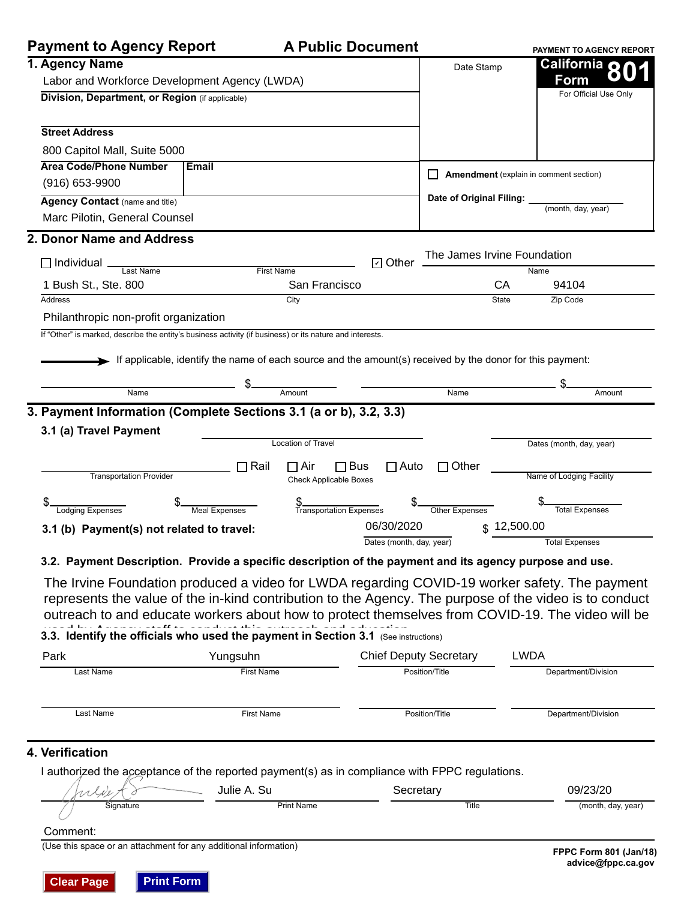# Payment to Agency Report — A Public Document

**PAYMENT TO AGENCY REPORT**
**California Form 801**
For Official Use Only

Date Stamp

## 1. Agency Name

Labor and Workforce Development Agency (LWDA)

**Division, Department, or Region** (if applicable)

**Street Address**
800 Capitol Mall, Suite 5000

**Area Code/Phone Number**
(916) 653-9900

**Email**

**Agency Contact** (name and title)
Marc Pilotin, General Counsel

☐ **Amendment** (explain in comment section)

**Date of Original Filing:** ______ (month, day, year)

## 2. Donor Name and Address

☐ Individual ______ Last Name ______ First Name

☑ Other — The James Irvine Foundation (Name)

| Address | City | State | Zip Code |
|---|---|---|---|
| 1 Bush St., Ste. 800 | San Francisco | CA | 94104 |

Philanthropic non-profit organization

If "Other" is marked, describe the entity's business activity (if business) or its nature and interests.

→ If applicable, identify the name of each source and the amount(s) received by the donor for this payment:

| Name | Amount | Name | Amount |
|---|---|---|---|
| | $ | | $ |

## 3. Payment Information (Complete Sections 3.1 (a or b), 3.2, 3.3)

**3.1 (a) Travel Payment**

Location of Travel: ______ Dates (month, day, year): ______

Transportation Provider: ______ ☐ Rail ☐ Air ☐ Bus ☐ Auto ☐ Other (Check Applicable Boxes) Name of Lodging Facility: ______

| Lodging Expenses | Meal Expenses | Transportation Expenses | Other Expenses | Total Expenses |
|---|---|---|---|---|
| $ | $ | $ | $ | $ |

**3.1 (b) Payment(s) not related to travel:**

| Dates (month, day, year) | Total Expenses |
|---|---|
| 06/30/2020 | $ 12,500.00 |

**3.2. Payment Description. Provide a specific description of the payment and its agency purpose and use.**

The Irvine Foundation produced a video for LWDA regarding COVID-19 worker safety. The payment represents the value of the in-kind contribution to the Agency. The purpose of the video is to conduct outreach to and educate workers about how to protect themselves from COVID-19. The video will be used by Agency staff to conduct this outreach and education

**3.3. Identify the officials who used the payment in Section 3.1** (See instructions)

| Last Name | First Name | Position/Title | Department/Division |
|---|---|---|---|
| Park | Yungsuhn | Chief Deputy Secretary | LWDA |
| | | | |

## 4. Verification

I authorized the acceptance of the reported payment(s) as in compliance with FPPC regulations.

| Signature | Print Name | Title | (month, day, year) |
|---|---|---|---|
| [signature] | Julie A. Su | Secretary | 09/23/20 |

Comment:
(Use this space or an attachment for any additional information)

FPPC Form 801 (Jan/18)
advice@fppc.ca.gov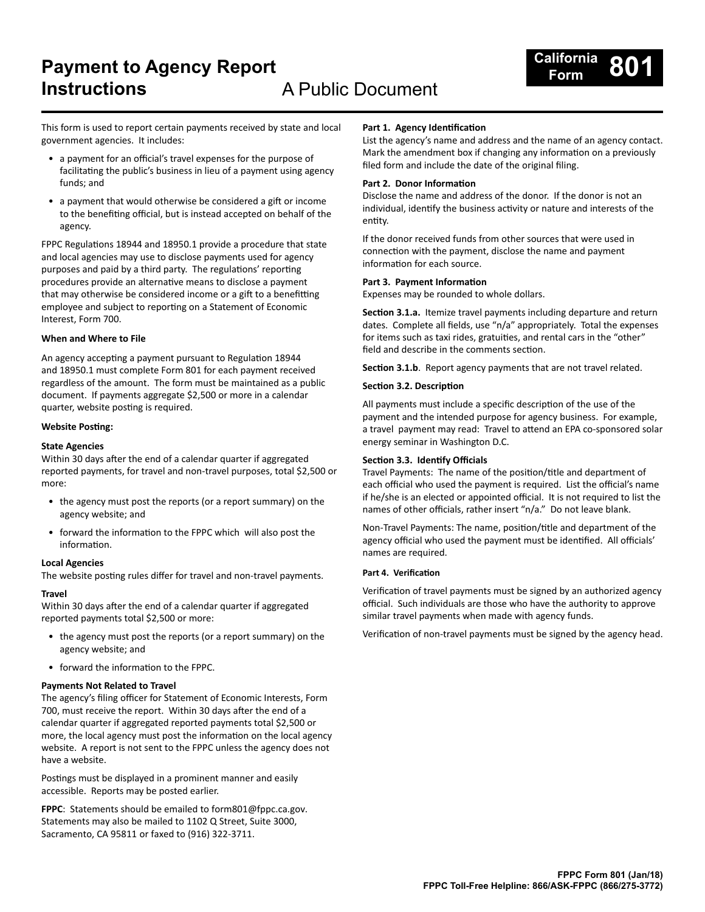# Payment to Agency Report Instructions

A Public Document

**California Form 801**

This form is used to report certain payments received by state and local government agencies. It includes:

- a payment for an official's travel expenses for the purpose of facilitating the public's business in lieu of a payment using agency funds; and
- a payment that would otherwise be considered a gift or income to the benefiting official, but is instead accepted on behalf of the agency.

FPPC Regulations 18944 and 18950.1 provide a procedure that state and local agencies may use to disclose payments used for agency purposes and paid by a third party. The regulations' reporting procedures provide an alternative means to disclose a payment that may otherwise be considered income or a gift to a benefitting employee and subject to reporting on a Statement of Economic Interest, Form 700.

**When and Where to File**

An agency accepting a payment pursuant to Regulation 18944 and 18950.1 must complete Form 801 for each payment received regardless of the amount. The form must be maintained as a public document. If payments aggregate $2,500 or more in a calendar quarter, website posting is required.

**Website Posting:**

**State Agencies**
Within 30 days after the end of a calendar quarter if aggregated reported payments, for travel and non-travel purposes, total $2,500 or more:

- the agency must post the reports (or a report summary) on the agency website; and
- forward the information to the FPPC which will also post the information.

**Local Agencies**
The website posting rules differ for travel and non-travel payments.

**Travel**
Within 30 days after the end of a calendar quarter if aggregated reported payments total $2,500 or more:

- the agency must post the reports (or a report summary) on the agency website; and
- forward the information to the FPPC.

**Payments Not Related to Travel**
The agency's filing officer for Statement of Economic Interests, Form 700, must receive the report. Within 30 days after the end of a calendar quarter if aggregated reported payments total $2,500 or more, the local agency must post the information on the local agency website. A report is not sent to the FPPC unless the agency does not have a website.

Postings must be displayed in a prominent manner and easily accessible. Reports may be posted earlier.

**FPPC**: Statements should be emailed to form801@fppc.ca.gov. Statements may also be mailed to 1102 Q Street, Suite 3000, Sacramento, CA 95811 or faxed to (916) 322-3711.

**Part 1. Agency Identification**
List the agency's name and address and the name of an agency contact. Mark the amendment box if changing any information on a previously filed form and include the date of the original filing.

**Part 2. Donor Information**
Disclose the name and address of the donor. If the donor is not an individual, identify the business activity or nature and interests of the entity.

If the donor received funds from other sources that were used in connection with the payment, disclose the name and payment information for each source.

**Part 3. Payment Information**
Expenses may be rounded to whole dollars.

**Section 3.1.a.** Itemize travel payments including departure and return dates. Complete all fields, use "n/a" appropriately. Total the expenses for items such as taxi rides, gratuities, and rental cars in the "other" field and describe in the comments section.

**Section 3.1.b**. Report agency payments that are not travel related.

**Section 3.2. Description**

All payments must include a specific description of the use of the payment and the intended purpose for agency business. For example, a travel payment may read: Travel to attend an EPA co-sponsored solar energy seminar in Washington D.C.

**Section 3.3. Identify Officials**
Travel Payments: The name of the position/title and department of each official who used the payment is required. List the official's name if he/she is an elected or appointed official. It is not required to list the names of other officials, rather insert "n/a." Do not leave blank.

Non-Travel Payments: The name, position/title and department of the agency official who used the payment must be identified. All officials' names are required.

**Part 4. Verification**

Verification of travel payments must be signed by an authorized agency official. Such individuals are those who have the authority to approve similar travel payments when made with agency funds.

Verification of non-travel payments must be signed by the agency head.

FPPC Form 801 (Jan/18)
FPPC Toll-Free Helpline: 866/ASK-FPPC (866/275-3772)